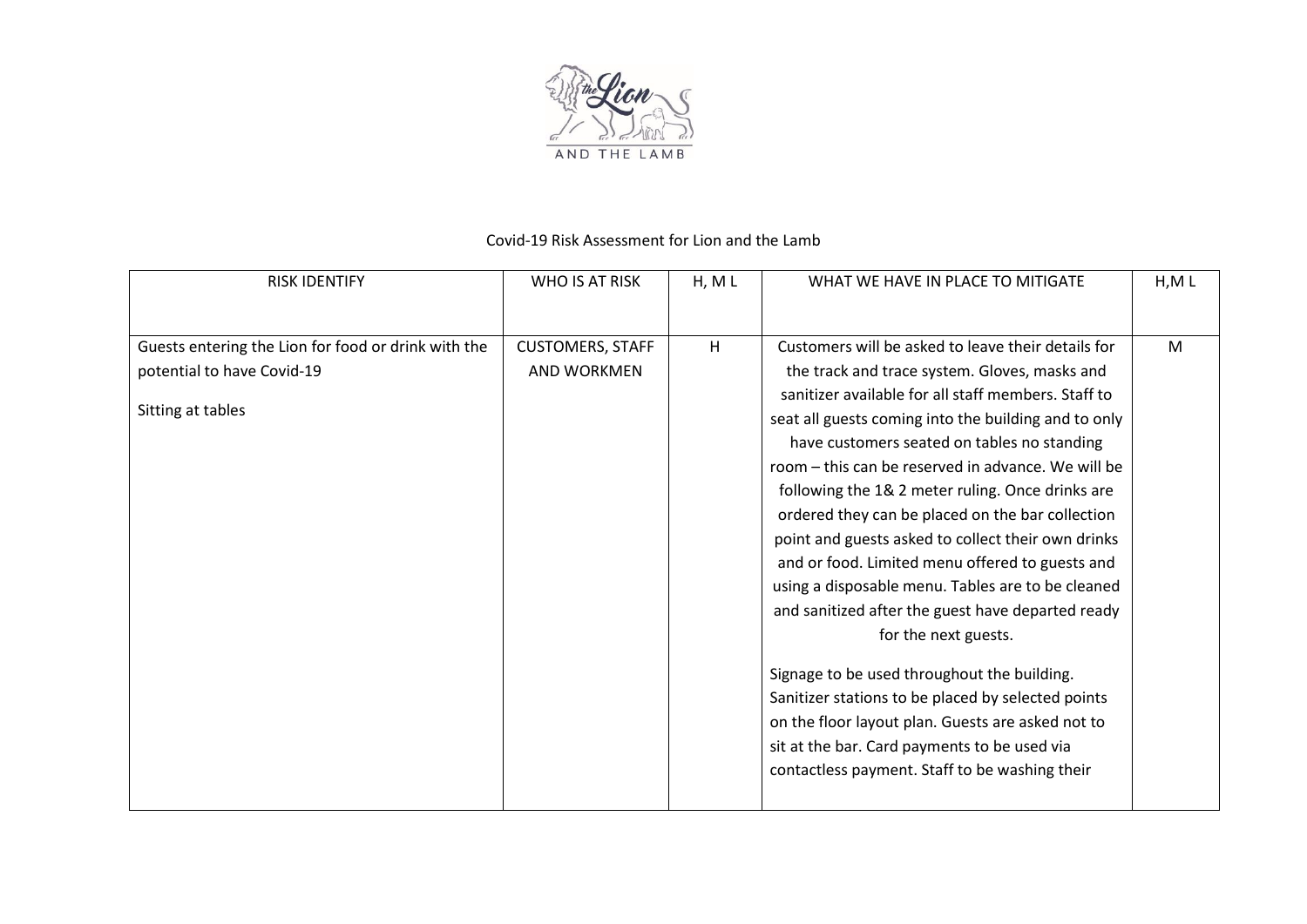Covid-19 Risk Assessment for Lion and the Lamb

| RISK IDENTIFY | WHO IS AT RISK | H, M L | WHAT WE HAVE IN PLACE TO MITIGATE | H,M L |
|---|---|---|---|---|
| Guests entering the Lion for food or drink with the potential to have Covid-19<br><br>Sitting at tables | CUSTOMERS, STAFF AND WORKMEN | H | Customers will be asked to leave their details for the track and trace system. Gloves, masks and sanitizer available for all staff members. Staff to seat all guests coming into the building and to only have customers seated on tables no standing room – this can be reserved in advance. We will be following the 1& 2 meter ruling. Once drinks are ordered they can be placed on the bar collection point and guests asked to collect their own drinks and or food. Limited menu offered to guests and using a disposable menu. Tables are to be cleaned and sanitized after the guest have departed ready for the next guests.<br><br>Signage to be used throughout the building. Sanitizer stations to be placed by selected points on the floor layout plan. Guests are asked not to sit at the bar. Card payments to be used via contactless payment. Staff to be washing their | M |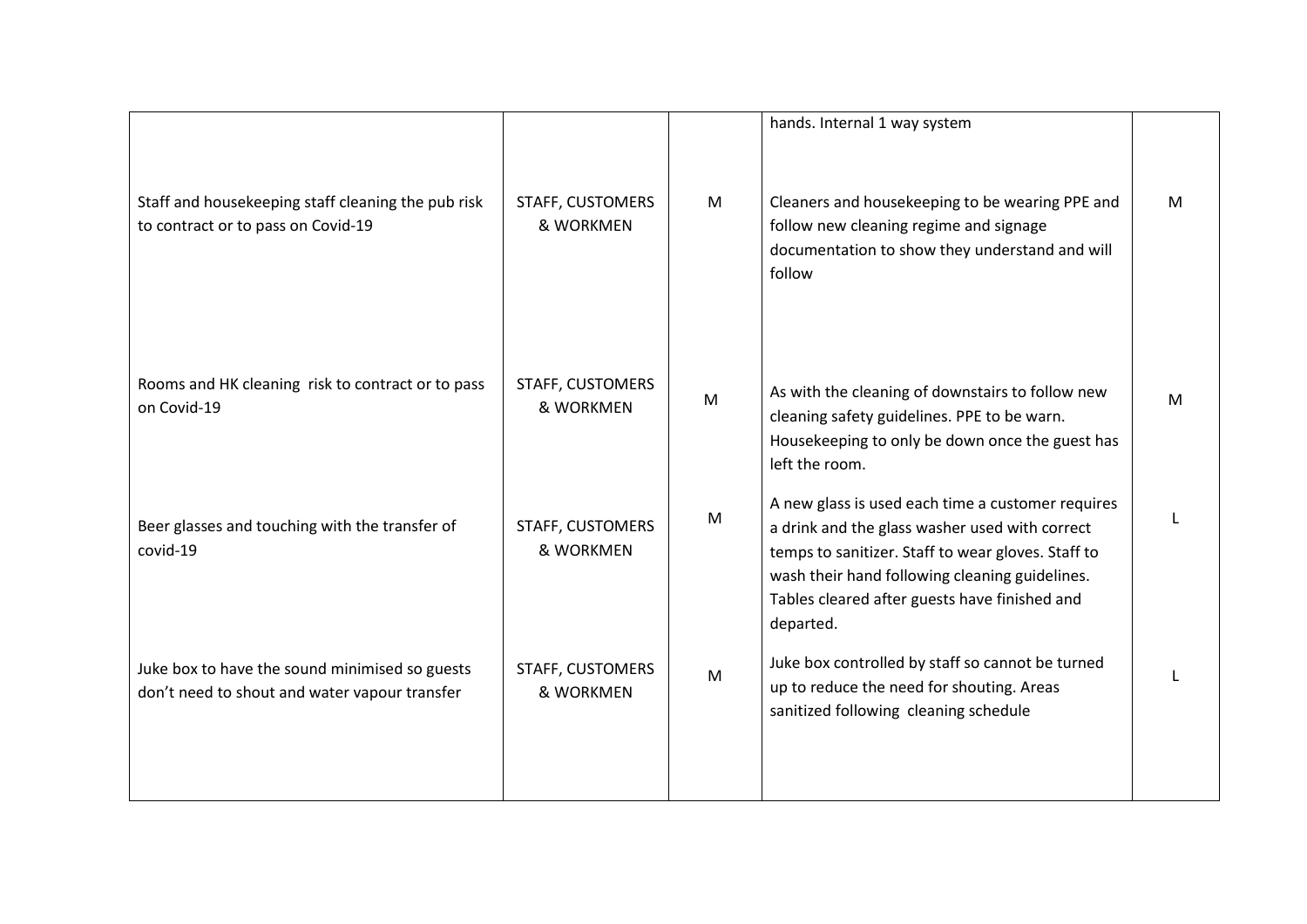| | | | | |
|---|---|---|---|---|
| | | | hands. Internal 1 way system | |
| Staff and housekeeping staff cleaning the pub risk to contract or to pass on Covid-19 | STAFF, CUSTOMERS & WORKMEN | M | Cleaners and housekeeping to be wearing PPE and follow new cleaning regime and signage documentation to show they understand and will follow | M |
| Rooms and HK cleaning risk to contract or to pass on Covid-19 | STAFF, CUSTOMERS & WORKMEN | M | As with the cleaning of downstairs to follow new cleaning safety guidelines. PPE to be warn. Housekeeping to only be down once the guest has left the room. | M |
| Beer glasses and touching with the transfer of covid-19 | STAFF, CUSTOMERS & WORKMEN | M | A new glass is used each time a customer requires a drink and the glass washer used with correct temps to sanitizer. Staff to wear gloves. Staff to wash their hand following cleaning guidelines. Tables cleared after guests have finished and departed. | L |
| Juke box to have the sound minimised so guests don't need to shout and water vapour transfer | STAFF, CUSTOMERS & WORKMEN | M | Juke box controlled by staff so cannot be turned up to reduce the need for shouting. Areas sanitized following cleaning schedule | L |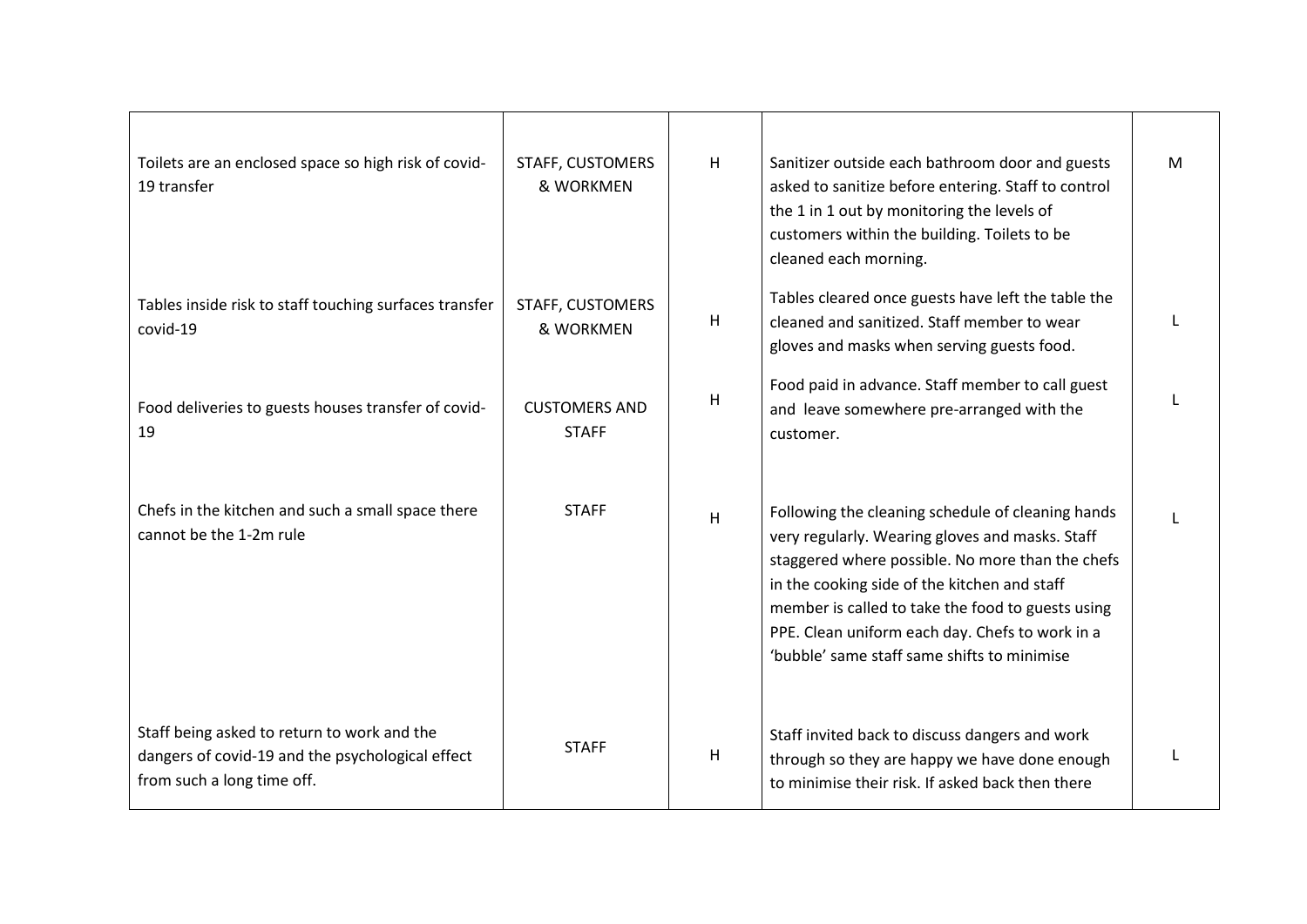| | | | | |
|---|---|---|---|---|
| Toilets are an enclosed space so high risk of covid-19 transfer | STAFF, CUSTOMERS & WORKMEN | H | Sanitizer outside each bathroom door and guests asked to sanitize before entering. Staff to control the 1 in 1 out by monitoring the levels of customers within the building. Toilets to be cleaned each morning. | M |
| Tables inside risk to staff touching surfaces transfer covid-19 | STAFF, CUSTOMERS & WORKMEN | H | Tables cleared once guests have left the table the cleaned and sanitized. Staff member to wear gloves and masks when serving guests food. | L |
| Food deliveries to guests houses transfer of covid-19 | CUSTOMERS AND STAFF | H | Food paid in advance. Staff member to call guest and leave somewhere pre-arranged with the customer. | L |
| Chefs in the kitchen and such a small space there cannot be the 1-2m rule | STAFF | H | Following the cleaning schedule of cleaning hands very regularly. Wearing gloves and masks. Staff staggered where possible. No more than the chefs in the cooking side of the kitchen and staff member is called to take the food to guests using PPE. Clean uniform each day. Chefs to work in a 'bubble' same staff same shifts to minimise | L |
| Staff being asked to return to work and the dangers of covid-19 and the psychological effect from such a long time off. | STAFF | H | Staff invited back to discuss dangers and work through so they are happy we have done enough to minimise their risk. If asked back then there | L |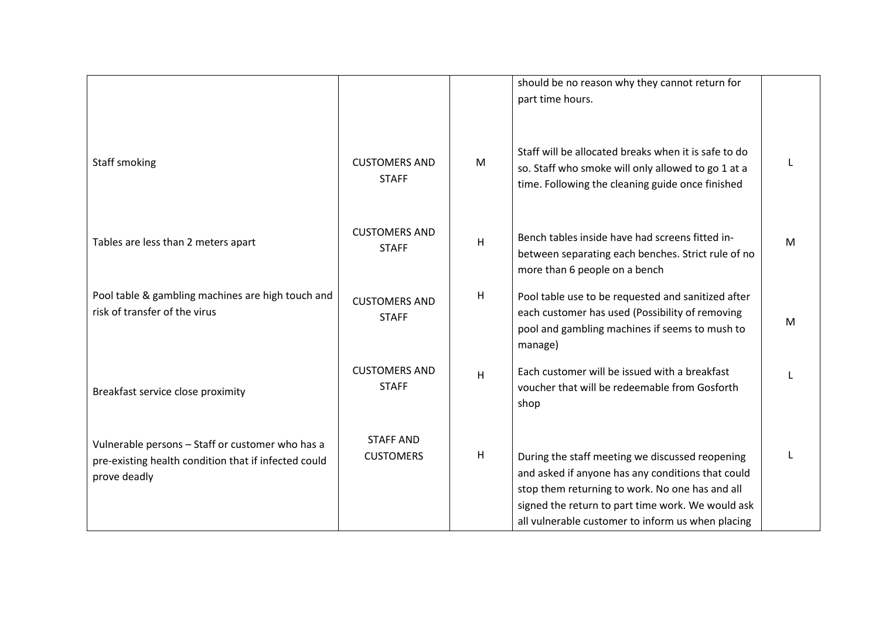| | | | | |
|---|---|---|---|---|
| | | | should be no reason why they cannot return for part time hours. | |
| Staff smoking | CUSTOMERS AND STAFF | M | Staff will be allocated breaks when it is safe to do so. Staff who smoke will only allowed to go 1 at a time. Following the cleaning guide once finished | L |
| Tables are less than 2 meters apart | CUSTOMERS AND STAFF | H | Bench tables inside have had screens fitted in-between separating each benches. Strict rule of no more than 6 people on a bench | M |
| Pool table & gambling machines are high touch and risk of transfer of the virus | CUSTOMERS AND STAFF | H | Pool table use to be requested and sanitized after each customer has used (Possibility of removing pool and gambling machines if seems to mush to manage) | M |
| Breakfast service close proximity | CUSTOMERS AND STAFF | H | Each customer will be issued with a breakfast voucher that will be redeemable from Gosforth shop | L |
| Vulnerable persons – Staff or customer who has a pre-existing health condition that if infected could prove deadly | STAFF AND CUSTOMERS | H | During the staff meeting we discussed reopening and asked if anyone has any conditions that could stop them returning to work. No one has and all signed the return to part time work. We would ask all vulnerable customer to inform us when placing | L |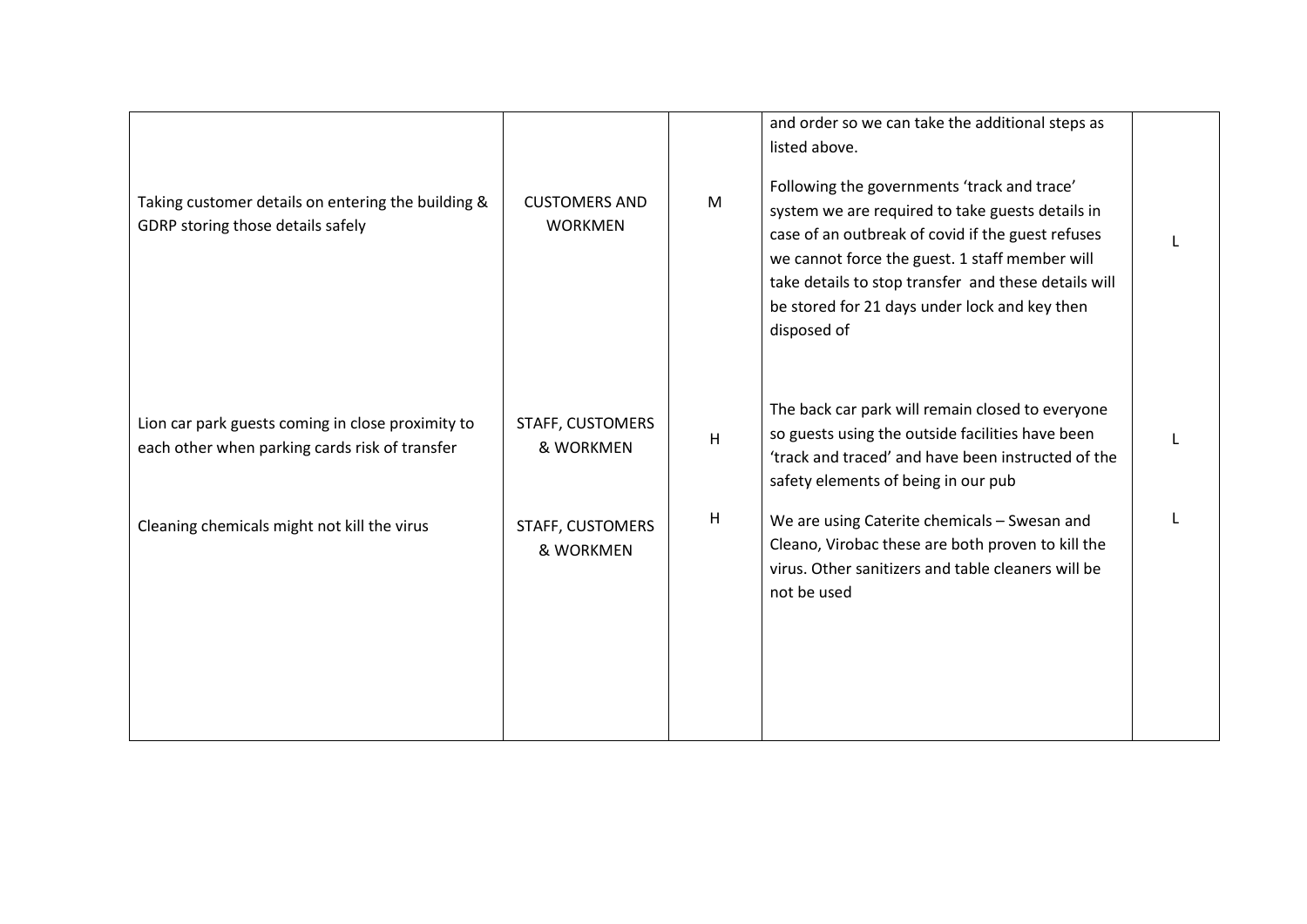| | | | | |
|---|---|---|---|---|
| | | | and order so we can take the additional steps as listed above. | |
| Taking customer details on entering the building & GDRP storing those details safely | CUSTOMERS AND WORKMEN | M | Following the governments 'track and trace' system we are required to take guests details in case of an outbreak of covid if the guest refuses we cannot force the guest. 1 staff member will take details to stop transfer and these details will be stored for 21 days under lock and key then disposed of | L |
| Lion car park guests coming in close proximity to each other when parking cards risk of transfer | STAFF, CUSTOMERS & WORKMEN | H | The back car park will remain closed to everyone so guests using the outside facilities have been 'track and traced' and have been instructed of the safety elements of being in our pub | L |
| Cleaning chemicals might not kill the virus | STAFF, CUSTOMERS & WORKMEN | H | We are using Caterite chemicals – Swesan and Cleano, Virobac these are both proven to kill the virus. Other sanitizers and table cleaners will be not be used | L |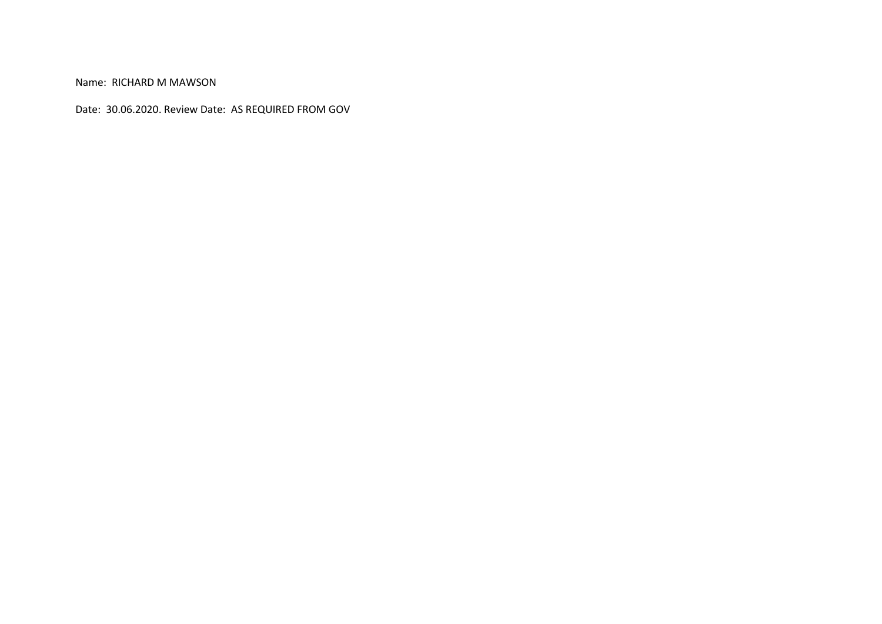Name: RICHARD M MAWSON

Date: 30.06.2020. Review Date: AS REQUIRED FROM GOV